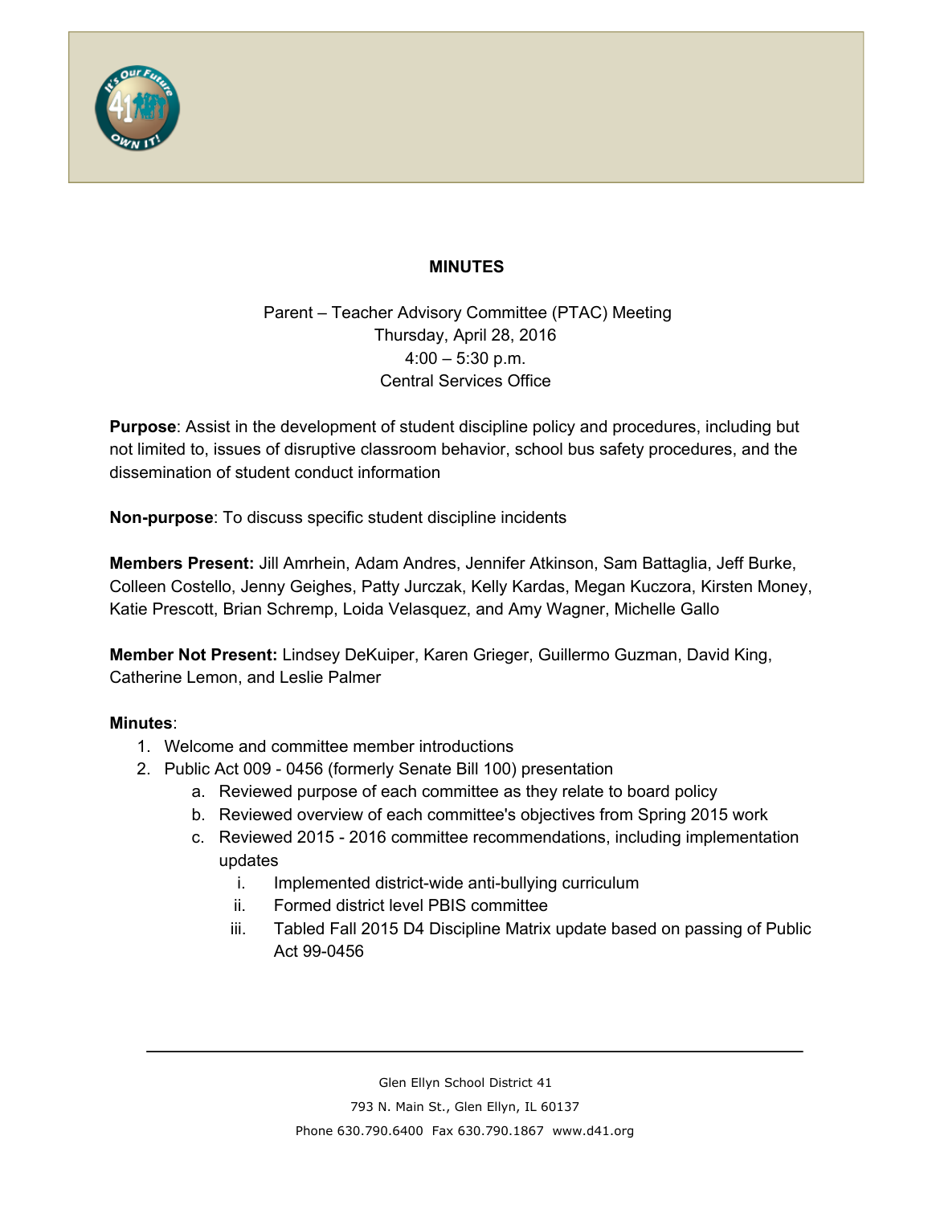**MINUTES**

Parent – Teacher Advisory Committee (PTAC) Meeting
Thursday, April 28, 2016
4:00 – 5:30 p.m.
Central Services Office

**Purpose**: Assist in the development of student discipline policy and procedures, including but not limited to, issues of disruptive classroom behavior, school bus safety procedures, and the dissemination of student conduct information

**Non-purpose**: To discuss specific student discipline incidents

**Members Present:** Jill Amrhein, Adam Andres, Jennifer Atkinson, Sam Battaglia, Jeff Burke, Colleen Costello, Jenny Geighes, Patty Jurczak, Kelly Kardas, Megan Kuczora, Kirsten Money, Katie Prescott, Brian Schremp, Loida Velasquez, and Amy Wagner, Michelle Gallo

**Member Not Present:** Lindsey DeKuiper, Karen Grieger, Guillermo Guzman, David King, Catherine Lemon, and Leslie Palmer

**Minutes**:

1. Welcome and committee member introductions
2. Public Act 009 - 0456 (formerly Senate Bill 100) presentation
    a. Reviewed purpose of each committee as they relate to board policy
    b. Reviewed overview of each committee's objectives from Spring 2015 work
    c. Reviewed 2015 - 2016 committee recommendations, including implementation updates
        i. Implemented district-wide anti-bullying curriculum
        ii. Formed district level PBIS committee
        iii. Tabled Fall 2015 D4 Discipline Matrix update based on passing of Public Act 99-0456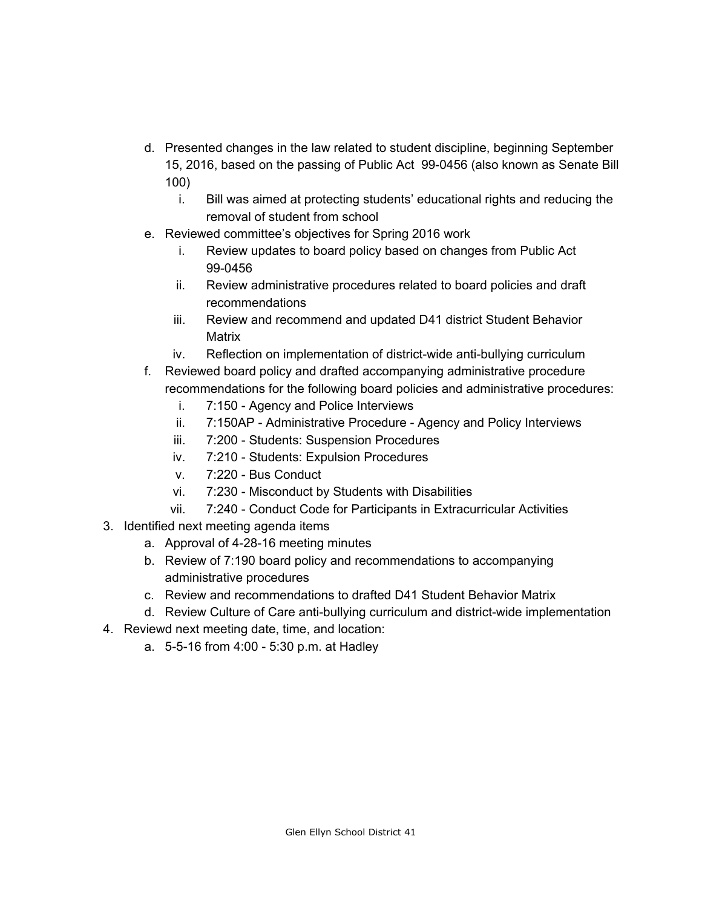d. Presented changes in the law related to student discipline, beginning September 15, 2016, based on the passing of Public Act 99-0456 (also known as Senate Bill 100)
      i. Bill was aimed at protecting students' educational rights and reducing the removal of student from school
   e. Reviewed committee's objectives for Spring 2016 work
      i. Review updates to board policy based on changes from Public Act 99-0456
      ii. Review administrative procedures related to board policies and draft recommendations
      iii. Review and recommend and updated D41 district Student Behavior Matrix
      iv. Reflection on implementation of district-wide anti-bullying curriculum
   f. Reviewed board policy and drafted accompanying administrative procedure recommendations for the following board policies and administrative procedures:
      i. 7:150 - Agency and Police Interviews
      ii. 7:150AP - Administrative Procedure - Agency and Policy Interviews
      iii. 7:200 - Students: Suspension Procedures
      iv. 7:210 - Students: Expulsion Procedures
      v. 7:220 - Bus Conduct
      vi. 7:230 - Misconduct by Students with Disabilities
      vii. 7:240 - Conduct Code for Participants in Extracurricular Activities

3. Identified next meeting agenda items
   a. Approval of 4-28-16 meeting minutes
   b. Review of 7:190 board policy and recommendations to accompanying administrative procedures
   c. Review and recommendations to drafted D41 Student Behavior Matrix
   d. Review Culture of Care anti-bullying curriculum and district-wide implementation
4. Reviewd next meeting date, time, and location:
   a. 5-5-16 from 4:00 - 5:30 p.m. at Hadley